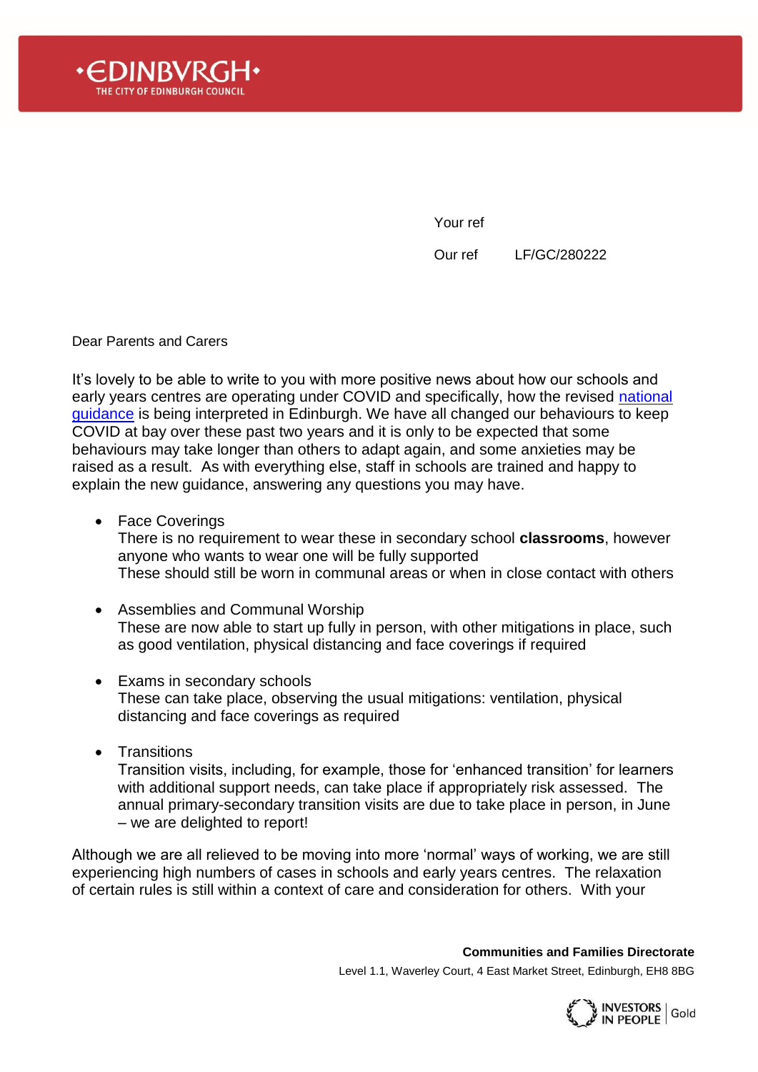•EDINBVRGH•
THE CITY OF EDINBURGH COUNCIL

Your ref

Our ref LF/GC/280222

Dear Parents and Carers

It's lovely to be able to write to you with more positive news about how our schools and early years centres are operating under COVID and specifically, how the revised national guidance is being interpreted in Edinburgh. We have all changed our behaviours to keep COVID at bay over these past two years and it is only to be expected that some behaviours may take longer than others to adapt again, and some anxieties may be raised as a result. As with everything else, staff in schools are trained and happy to explain the new guidance, answering any questions you may have.

- Face Coverings
  There is no requirement to wear these in secondary school **classrooms**, however anyone who wants to wear one will be fully supported
  These should still be worn in communal areas or when in close contact with others

- Assemblies and Communal Worship
  These are now able to start up fully in person, with other mitigations in place, such as good ventilation, physical distancing and face coverings if required

- Exams in secondary schools
  These can take place, observing the usual mitigations: ventilation, physical distancing and face coverings as required

- Transitions
  Transition visits, including, for example, those for 'enhanced transition' for learners with additional support needs, can take place if appropriately risk assessed. The annual primary-secondary transition visits are due to take place in person, in June – we are delighted to report!

Although we are all relieved to be moving into more 'normal' ways of working, we are still experiencing high numbers of cases in schools and early years centres. The relaxation of certain rules is still within a context of care and consideration for others. With your

**Communities and Families Directorate**
Level 1.1, Waverley Court, 4 East Market Street, Edinburgh, EH8 8BG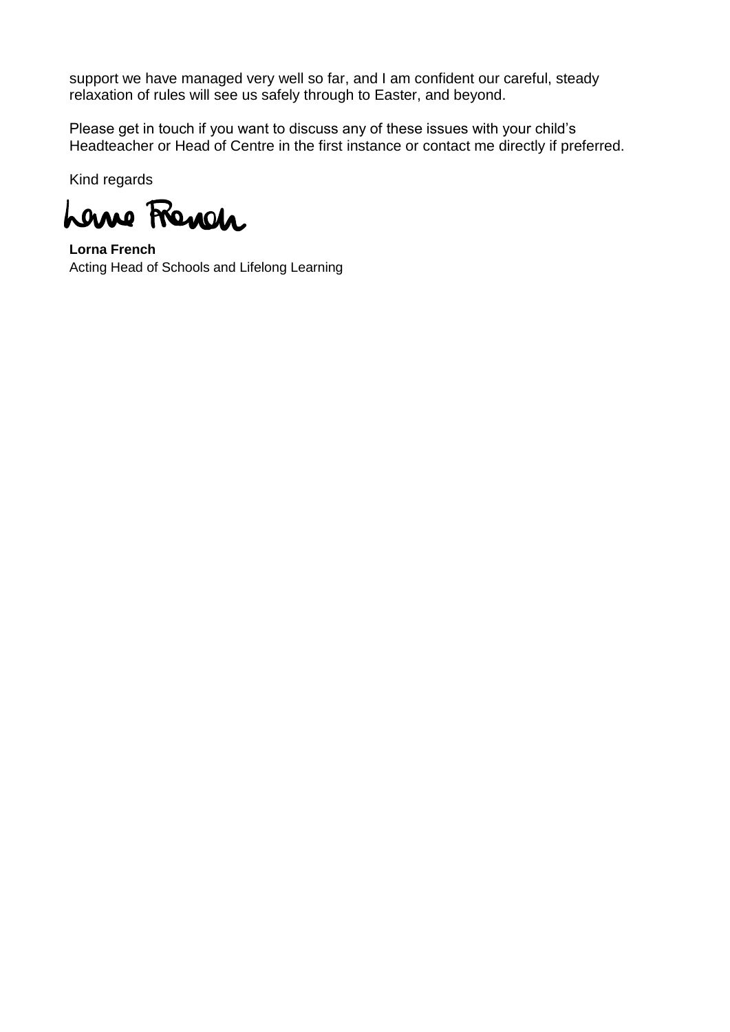support we have managed very well so far, and I am confident our careful, steady relaxation of rules will see us safely through to Easter, and beyond.

Please get in touch if you want to discuss any of these issues with your child's Headteacher or Head of Centre in the first instance or contact me directly if preferred.

Kind regards

**Lorna French**
Acting Head of Schools and Lifelong Learning